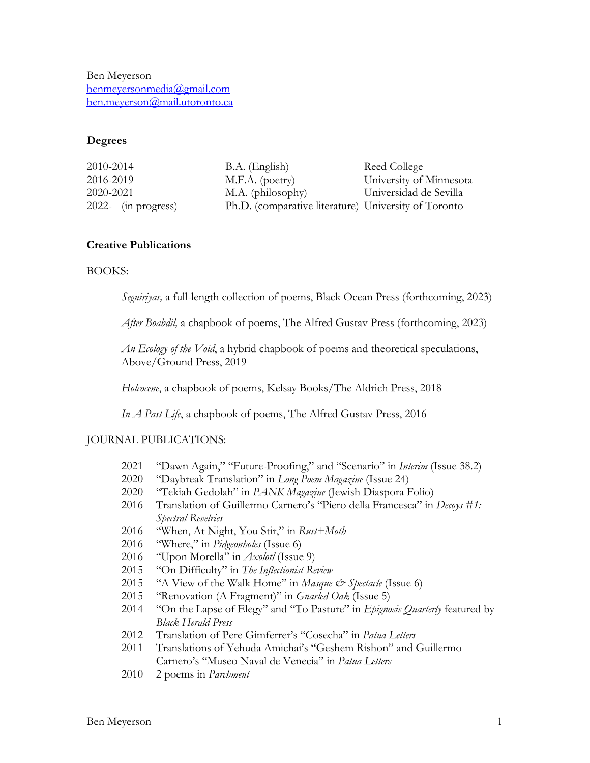Ben Meyerson
benmeyersonmedia@gmail.com
ben.meyerson@mail.utoronto.ca

## Degrees

| | | |
|---|---|---|
| 2010-2014 | B.A. (English) | Reed College |
| 2016-2019 | M.F.A. (poetry) | University of Minnesota |
| 2020-2021 | M.A. (philosophy) | Universidad de Sevilla |
| 2022- (in progress) | Ph.D. (comparative literature) | University of Toronto |

## Creative Publications

BOOKS:

*Seguiriyas,* a full-length collection of poems, Black Ocean Press (forthcoming, 2023)

*After Boabdil,* a chapbook of poems, The Alfred Gustav Press (forthcoming, 2023)

*An Ecology of the Void*, a hybrid chapbook of poems and theoretical speculations, Above/Ground Press, 2019

*Holcocene*, a chapbook of poems, Kelsay Books/The Aldrich Press, 2018

*In A Past Life*, a chapbook of poems, The Alfred Gustav Press, 2016

JOURNAL PUBLICATIONS:

- 2021 "Dawn Again," "Future-Proofing," and "Scenario" in *Interim* (Issue 38.2)
- 2020 "Daybreak Translation" in *Long Poem Magazine* (Issue 24)
- 2020 "Tekiah Gedolah" in *PANK Magazine* (Jewish Diaspora Folio)
- 2016 Translation of Guillermo Carnero's "Piero della Francesca" in *Decoys #1: Spectral Revelries*
- 2016 "When, At Night, You Stir," in *Rust+Moth*
- 2016 "Where," in *Pidgeonholes* (Issue 6)
- 2016 "Upon Morella" in *Axolotl* (Issue 9)
- 2015 "On Difficulty" in *The Inflectionist Review*
- 2015 "A View of the Walk Home" in *Masque & Spectacle* (Issue 6)
- 2015 "Renovation (A Fragment)" in *Gnarled Oak* (Issue 5)
- 2014 "On the Lapse of Elegy" and "To Pasture" in *Epignosis Quarterly* featured by *Black Herald Press*
- 2012 Translation of Pere Gimferrer's "Cosecha" in *Patua Letters*
- 2011 Translations of Yehuda Amichai's "Geshem Rishon" and Guillermo Carnero's "Museo Naval de Venecia" in *Patua Letters*
- 2010 2 poems in *Parchment*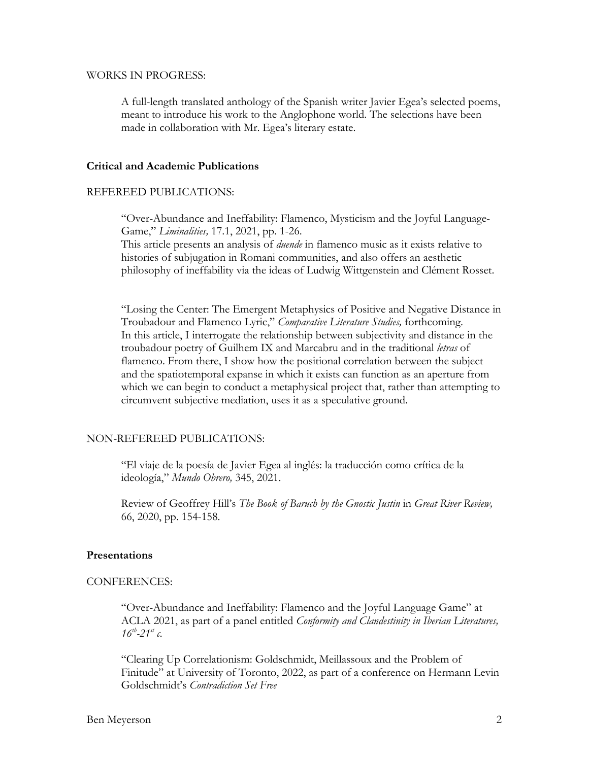WORKS IN PROGRESS:

A full-length translated anthology of the Spanish writer Javier Egea's selected poems, meant to introduce his work to the Anglophone world. The selections have been made in collaboration with Mr. Egea's literary estate.

## **Critical and Academic Publications**

REFEREED PUBLICATIONS:

"Over-Abundance and Ineffability: Flamenco, Mysticism and the Joyful Language-Game," *Liminalities,* 17.1, 2021, pp. 1-26.
This article presents an analysis of *duende* in flamenco music as it exists relative to histories of subjugation in Romani communities, and also offers an aesthetic philosophy of ineffability via the ideas of Ludwig Wittgenstein and Clément Rosset.

"Losing the Center: The Emergent Metaphysics of Positive and Negative Distance in Troubadour and Flamenco Lyric," *Comparative Literature Studies,* forthcoming.
In this article, I interrogate the relationship between subjectivity and distance in the troubadour poetry of Guilhem IX and Marcabru and in the traditional *letras* of flamenco. From there, I show how the positional correlation between the subject and the spatiotemporal expanse in which it exists can function as an aperture from which we can begin to conduct a metaphysical project that, rather than attempting to circumvent subjective mediation, uses it as a speculative ground.

NON-REFEREED PUBLICATIONS:

"El viaje de la poesía de Javier Egea al inglés: la traducción como crítica de la ideología," *Mundo Obrero,* 345, 2021.

Review of Geoffrey Hill's *The Book of Baruch by the Gnostic Justin* in *Great River Review,* 66, 2020, pp. 154-158.

## **Presentations**

CONFERENCES:

"Over-Abundance and Ineffability: Flamenco and the Joyful Language Game" at ACLA 2021, as part of a panel entitled *Conformity and Clandestinity in Iberian Literatures, 16th-21st c.*

"Clearing Up Correlationism: Goldschmidt, Meillassoux and the Problem of Finitude" at University of Toronto, 2022, as part of a conference on Hermann Levin Goldschmidt's *Contradiction Set Free*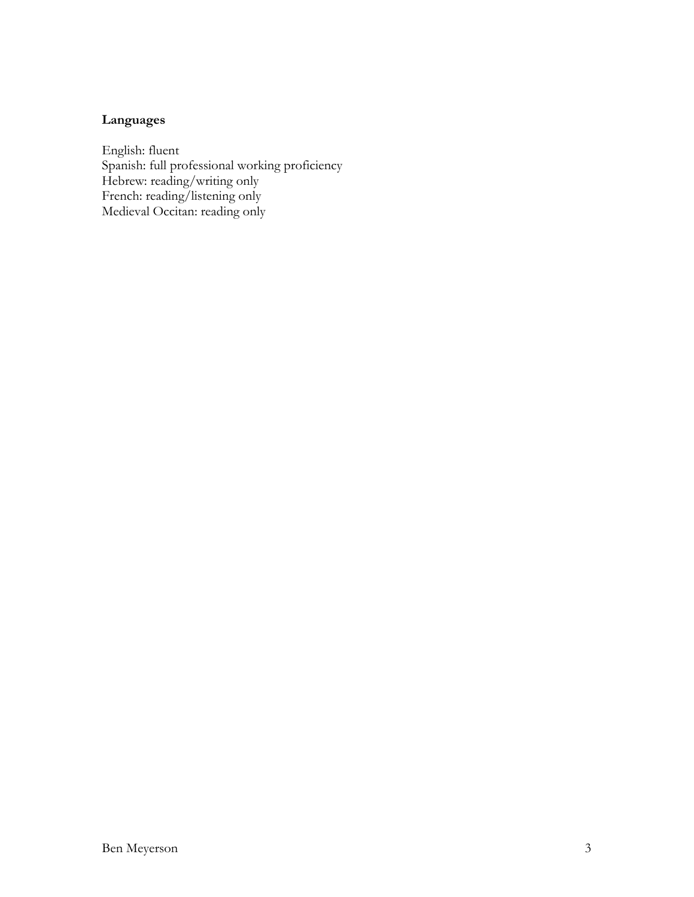**Languages**

English: fluent
Spanish: full professional working proficiency
Hebrew: reading/writing only
French: reading/listening only
Medieval Occitan: reading only